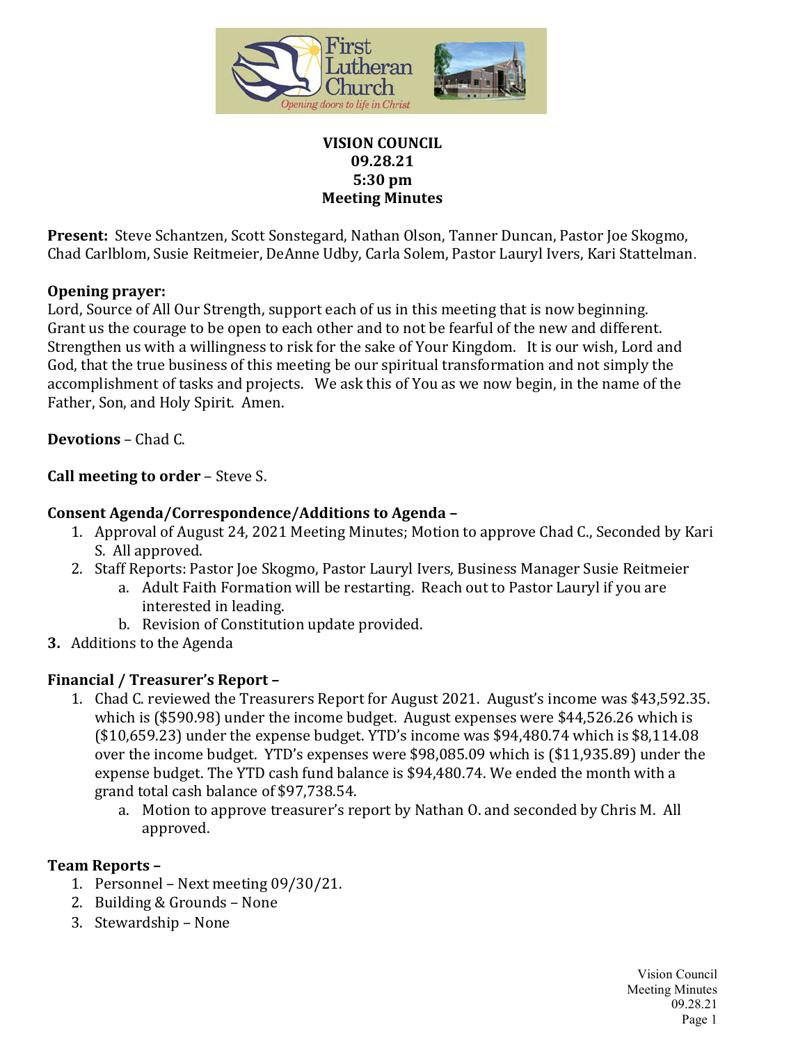**VISION COUNCIL**
**09.28.21**
**5:30 pm**
**Meeting Minutes**

**Present:** Steve Schantzen, Scott Sonstegard, Nathan Olson, Tanner Duncan, Pastor Joe Skogmo, Chad Carlblom, Susie Reitmeier, DeAnne Udby, Carla Solem, Pastor Lauryl Ivers, Kari Stattelman.

**Opening prayer:**
Lord, Source of All Our Strength, support each of us in this meeting that is now beginning. Grant us the courage to be open to each other and to not be fearful of the new and different. Strengthen us with a willingness to risk for the sake of Your Kingdom. It is our wish, Lord and God, that the true business of this meeting be our spiritual transformation and not simply the accomplishment of tasks and projects. We ask this of You as we now begin, in the name of the Father, Son, and Holy Spirit. Amen.

**Devotions** – Chad C.

**Call meeting to order** – Steve S.

**Consent Agenda/Correspondence/Additions to Agenda –**

1. Approval of August 24, 2021 Meeting Minutes; Motion to approve Chad C., Seconded by Kari S. All approved.
2. Staff Reports: Pastor Joe Skogmo, Pastor Lauryl Ivers, Business Manager Susie Reitmeier
   a. Adult Faith Formation will be restarting. Reach out to Pastor Lauryl if you are interested in leading.
   b. Revision of Constitution update provided.
3. Additions to the Agenda

**Financial / Treasurer's Report –**

1. Chad C. reviewed the Treasurers Report for August 2021. August's income was $43,592.35. which is ($590.98) under the income budget. August expenses were $44,526.26 which is ($10,659.23) under the expense budget. YTD's income was $94,480.74 which is $8,114.08 over the income budget. YTD's expenses were $98,085.09 which is ($11,935.89) under the expense budget. The YTD cash fund balance is $94,480.74. We ended the month with a grand total cash balance of $97,738.54.
   a. Motion to approve treasurer's report by Nathan O. and seconded by Chris M. All approved.

**Team Reports –**

1. Personnel – Next meeting 09/30/21.
2. Building & Grounds – None
3. Stewardship – None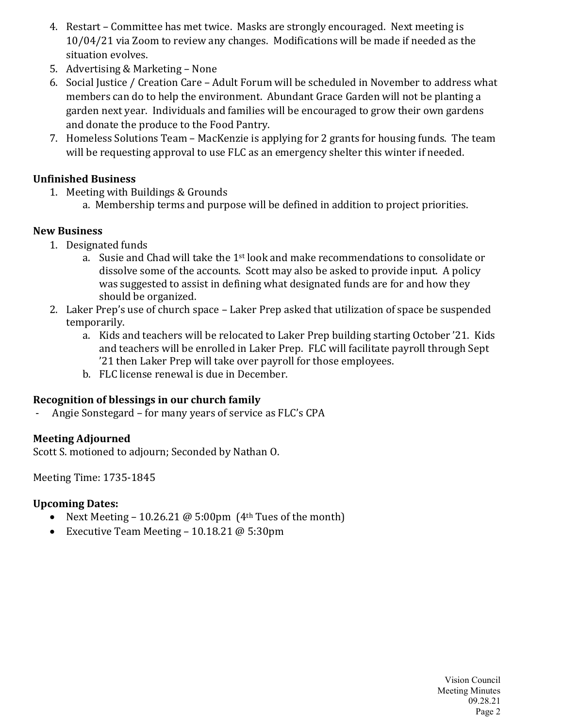4. Restart – Committee has met twice. Masks are strongly encouraged. Next meeting is 10/04/21 via Zoom to review any changes. Modifications will be made if needed as the situation evolves.
5. Advertising & Marketing – None
6. Social Justice / Creation Care – Adult Forum will be scheduled in November to address what members can do to help the environment. Abundant Grace Garden will not be planting a garden next year. Individuals and families will be encouraged to grow their own gardens and donate the produce to the Food Pantry.
7. Homeless Solutions Team – MacKenzie is applying for 2 grants for housing funds. The team will be requesting approval to use FLC as an emergency shelter this winter if needed.

**Unfinished Business**

1. Meeting with Buildings & Grounds
   a. Membership terms and purpose will be defined in addition to project priorities.

**New Business**

1. Designated funds
   a. Susie and Chad will take the 1st look and make recommendations to consolidate or dissolve some of the accounts. Scott may also be asked to provide input. A policy was suggested to assist in defining what designated funds are for and how they should be organized.
2. Laker Prep's use of church space – Laker Prep asked that utilization of space be suspended temporarily.
   a. Kids and teachers will be relocated to Laker Prep building starting October '21. Kids and teachers will be enrolled in Laker Prep. FLC will facilitate payroll through Sept '21 then Laker Prep will take over payroll for those employees.
   b. FLC license renewal is due in December.

**Recognition of blessings in our church family**

- Angie Sonstegard – for many years of service as FLC's CPA

**Meeting Adjourned**

Scott S. motioned to adjourn; Seconded by Nathan O.

Meeting Time: 1735-1845

**Upcoming Dates:**

- Next Meeting – 10.26.21 @ 5:00pm (4th Tues of the month)
- Executive Team Meeting – 10.18.21 @ 5:30pm